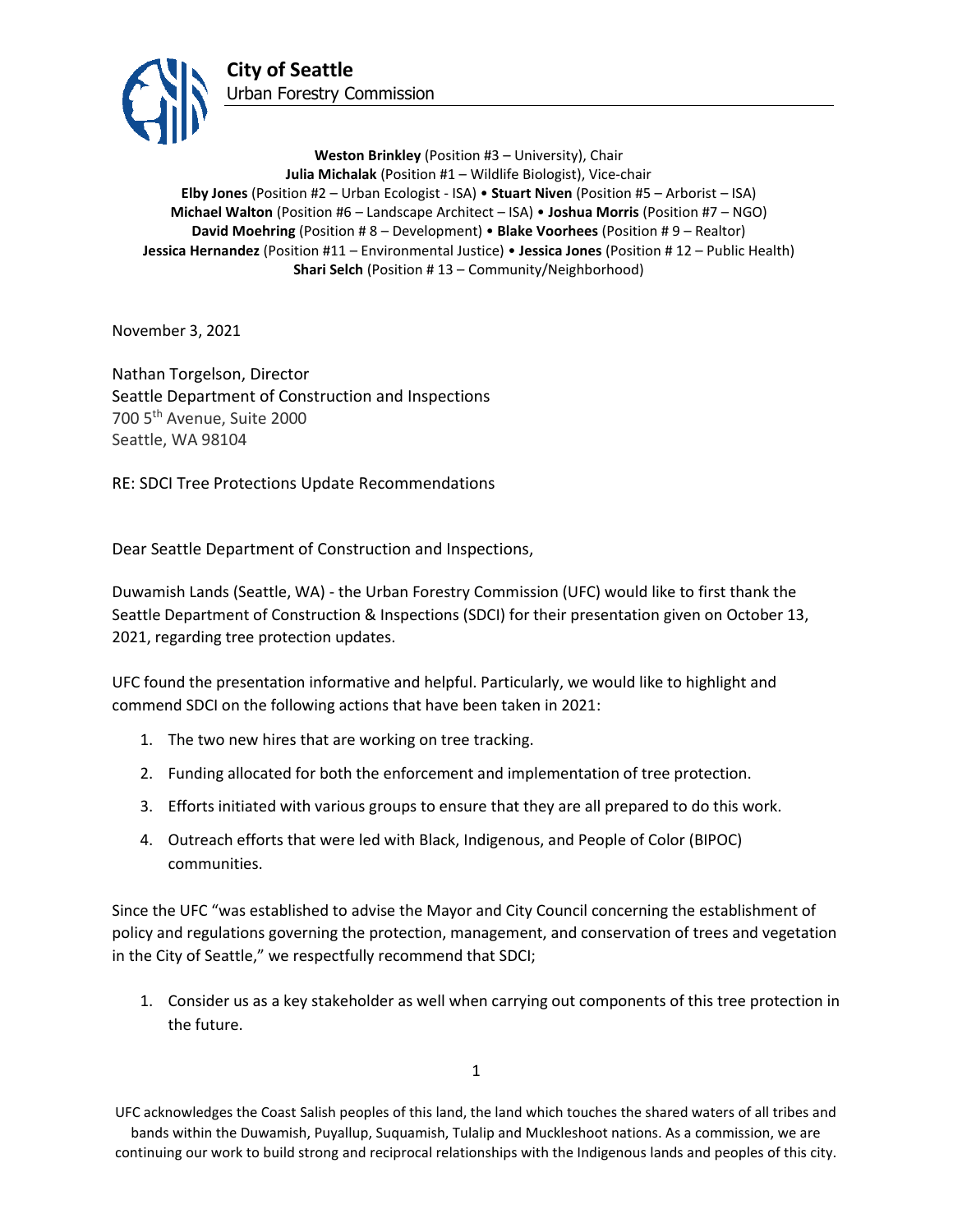**City of Seattle**
Urban Forestry Commission

**Weston Brinkley** (Position #3 – University), Chair
**Julia Michalak** (Position #1 – Wildlife Biologist), Vice-chair
**Elby Jones** (Position #2 – Urban Ecologist - ISA) • **Stuart Niven** (Position #5 – Arborist – ISA)
**Michael Walton** (Position #6 – Landscape Architect – ISA) • **Joshua Morris** (Position #7 – NGO)
**David Moehring** (Position # 8 – Development) • **Blake Voorhees** (Position # 9 – Realtor)
**Jessica Hernandez** (Position #11 – Environmental Justice) • **Jessica Jones** (Position # 12 – Public Health)
**Shari Selch** (Position # 13 – Community/Neighborhood)

November 3, 2021

Nathan Torgelson, Director
Seattle Department of Construction and Inspections
700 5th Avenue, Suite 2000
Seattle, WA 98104

RE: SDCI Tree Protections Update Recommendations

Dear Seattle Department of Construction and Inspections,

Duwamish Lands (Seattle, WA) - the Urban Forestry Commission (UFC) would like to first thank the Seattle Department of Construction & Inspections (SDCI) for their presentation given on October 13, 2021, regarding tree protection updates.

UFC found the presentation informative and helpful. Particularly, we would like to highlight and commend SDCI on the following actions that have been taken in 2021:

1. The two new hires that are working on tree tracking.
2. Funding allocated for both the enforcement and implementation of tree protection.
3. Efforts initiated with various groups to ensure that they are all prepared to do this work.
4. Outreach efforts that were led with Black, Indigenous, and People of Color (BIPOC) communities.

Since the UFC "was established to advise the Mayor and City Council concerning the establishment of policy and regulations governing the protection, management, and conservation of trees and vegetation in the City of Seattle," we respectfully recommend that SDCI;

1. Consider us as a key stakeholder as well when carrying out components of this tree protection in the future.

UFC acknowledges the Coast Salish peoples of this land, the land which touches the shared waters of all tribes and bands within the Duwamish, Puyallup, Suquamish, Tulalip and Muckleshoot nations. As a commission, we are continuing our work to build strong and reciprocal relationships with the Indigenous lands and peoples of this city.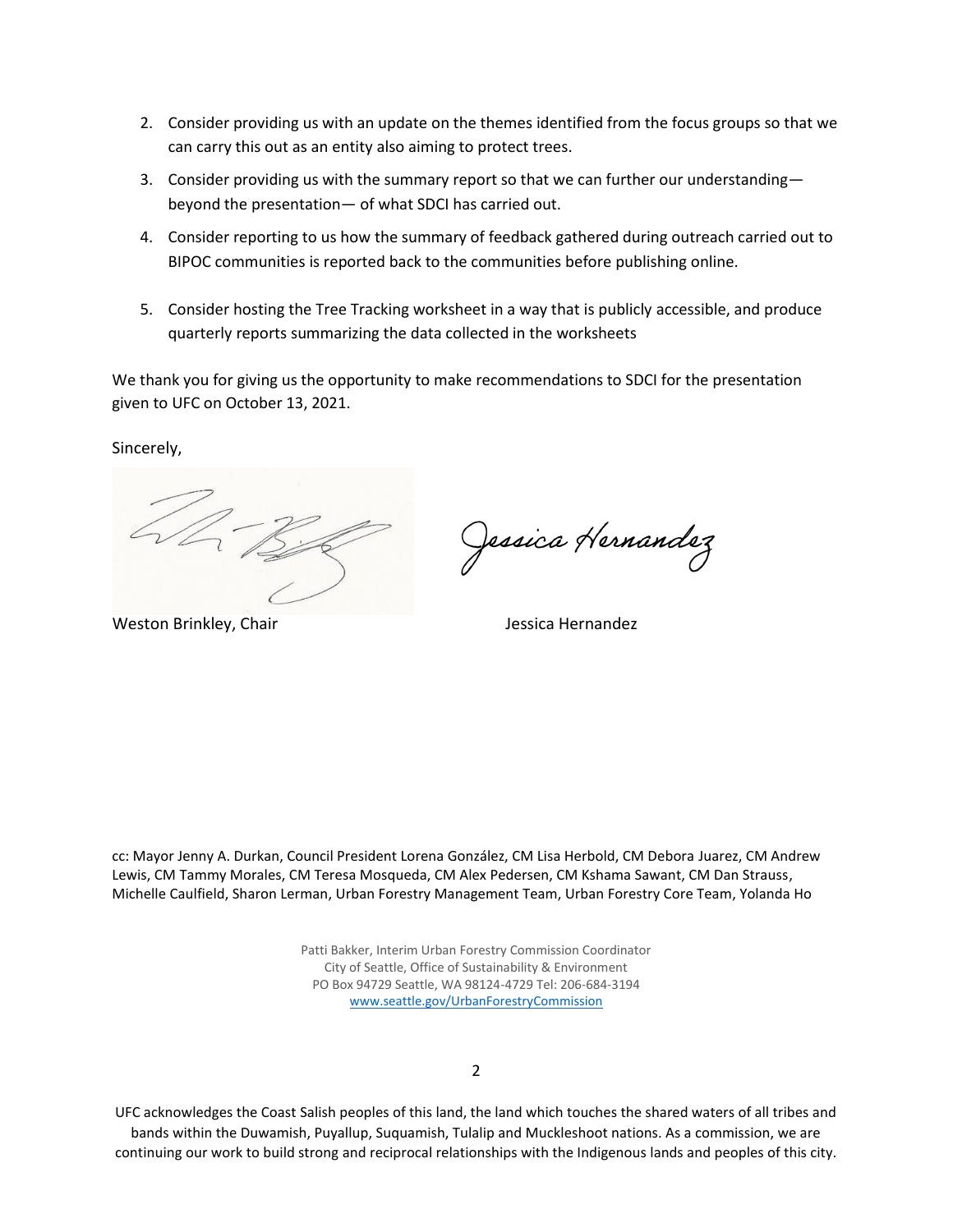2. Consider providing us with an update on the themes identified from the focus groups so that we can carry this out as an entity also aiming to protect trees.
3. Consider providing us with the summary report so that we can further our understanding—beyond the presentation— of what SDCI has carried out.
4. Consider reporting to us how the summary of feedback gathered during outreach carried out to BIPOC communities is reported back to the communities before publishing online.
5. Consider hosting the Tree Tracking worksheet in a way that is publicly accessible, and produce quarterly reports summarizing the data collected in the worksheets

We thank you for giving us the opportunity to make recommendations to SDCI for the presentation given to UFC on October 13, 2021.

Sincerely,

Weston Brinkley, Chair

Jessica Hernandez

cc: Mayor Jenny A. Durkan, Council President Lorena González, CM Lisa Herbold, CM Debora Juarez, CM Andrew Lewis, CM Tammy Morales, CM Teresa Mosqueda, CM Alex Pedersen, CM Kshama Sawant, CM Dan Strauss, Michelle Caulfield, Sharon Lerman, Urban Forestry Management Team, Urban Forestry Core Team, Yolanda Ho

Patti Bakker, Interim Urban Forestry Commission Coordinator
City of Seattle, Office of Sustainability & Environment
PO Box 94729 Seattle, WA 98124-4729 Tel: 206-684-3194
www.seattle.gov/UrbanForestryCommission

UFC acknowledges the Coast Salish peoples of this land, the land which touches the shared waters of all tribes and bands within the Duwamish, Puyallup, Suquamish, Tulalip and Muckleshoot nations. As a commission, we are continuing our work to build strong and reciprocal relationships with the Indigenous lands and peoples of this city.